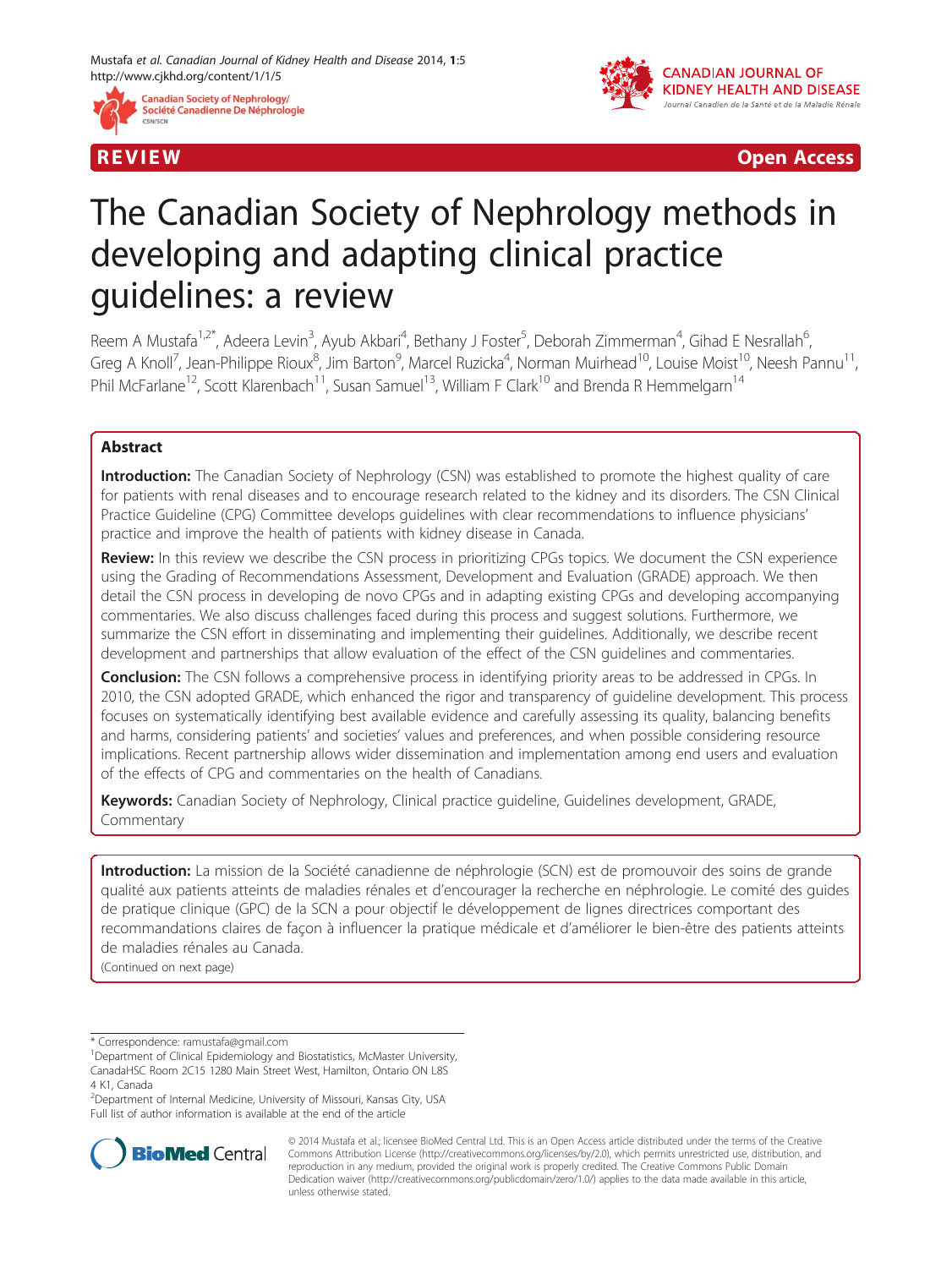REVIEW Open Access

# The Canadian Society of Nephrology methods in developing and adapting clinical practice guidelines: a review

Reem A Mustafa[1,2*], Adeera Levin[3], Ayub Akbari[4], Bethany J Foster[5], Deborah Zimmerman[4], Gihad E Nesrallah[6], Greg A Knoll[7], Jean-Philippe Rioux[8], Jim Barton[9], Marcel Ruzicka[4], Norman Muirhead[10], Louise Moist[10], Neesh Pannu[11], Phil McFarlane[12], Scott Klarenbach[11], Susan Samuel[13], William F Clark[10] and Brenda R Hemmelgarn[14]

## Abstract

**Introduction:** The Canadian Society of Nephrology (CSN) was established to promote the highest quality of care for patients with renal diseases and to encourage research related to the kidney and its disorders. The CSN Clinical Practice Guideline (CPG) Committee develops guidelines with clear recommendations to influence physicians' practice and improve the health of patients with kidney disease in Canada.

**Review:** In this review we describe the CSN process in prioritizing CPGs topics. We document the CSN experience using the Grading of Recommendations Assessment, Development and Evaluation (GRADE) approach. We then detail the CSN process in developing de novo CPGs and in adapting existing CPGs and developing accompanying commentaries. We also discuss challenges faced during this process and suggest solutions. Furthermore, we summarize the CSN effort in disseminating and implementing their guidelines. Additionally, we describe recent development and partnerships that allow evaluation of the effect of the CSN guidelines and commentaries.

**Conclusion:** The CSN follows a comprehensive process in identifying priority areas to be addressed in CPGs. In 2010, the CSN adopted GRADE, which enhanced the rigor and transparency of guideline development. This process focuses on systematically identifying best available evidence and carefully assessing its quality, balancing benefits and harms, considering patients' and societies' values and preferences, and when possible considering resource implications. Recent partnership allows wider dissemination and implementation among end users and evaluation of the effects of CPG and commentaries on the health of Canadians.

**Keywords:** Canadian Society of Nephrology, Clinical practice guideline, Guidelines development, GRADE, Commentary

**Introduction:** La mission de la Société canadienne de néphrologie (SCN) est de promouvoir des soins de grande qualité aux patients atteints de maladies rénales et d'encourager la recherche en néphrologie. Le comité des guides de pratique clinique (GPC) de la SCN a pour objectif le développement de lignes directrices comportant des recommandations claires de façon à influencer la pratique médicale et d'améliorer le bien-être des patients atteints de maladies rénales au Canada.

(Continued on next page)

---

* Correspondence: ramustafa@gmail.com

[1]Department of Clinical Epidemiology and Biostatistics, McMaster University, CanadaHSC Room 2C15 1280 Main Street West, Hamilton, Ontario ON L8S 4 K1, Canada

[2]Department of Internal Medicine, University of Missouri, Kansas City, USA

Full list of author information is available at the end of the article

© 2014 Mustafa et al.; licensee BioMed Central Ltd. This is an Open Access article distributed under the terms of the Creative Commons Attribution License (http://creativecommons.org/licenses/by/2.0), which permits unrestricted use, distribution, and reproduction in any medium, provided the original work is properly credited. The Creative Commons Public Domain Dedication waiver (http://creativecommons.org/publicdomain/zero/1.0/) applies to the data made available in this article, unless otherwise stated.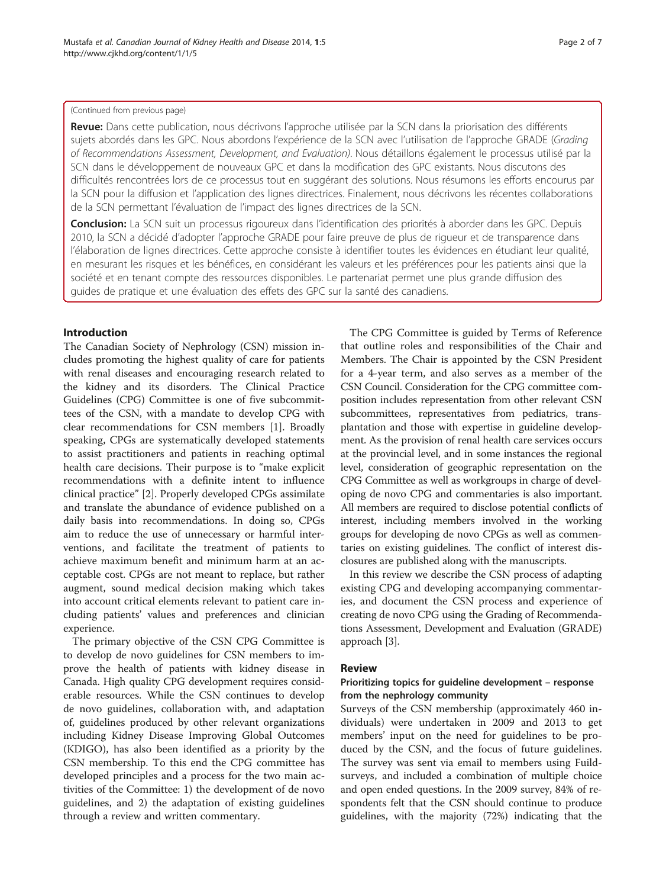(Continued from previous page)

**Revue:** Dans cette publication, nous décrivons l'approche utilisée par la SCN dans la priorisation des différents sujets abordés dans les GPC. Nous abordons l'expérience de la SCN avec l'utilisation de l'approche GRADE (*Grading of Recommendations Assessment, Development, and Evaluation)*. Nous détaillons également le processus utilisé par la SCN dans le développement de nouveaux GPC et dans la modification des GPC existants. Nous discutons des difficultés rencontrées lors de ce processus tout en suggérant des solutions. Nous résumons les efforts encourus par la SCN pour la diffusion et l'application des lignes directrices. Finalement, nous décrivons les récentes collaborations de la SCN permettant l'évaluation de l'impact des lignes directrices de la SCN.

**Conclusion:** La SCN suit un processus rigoureux dans l'identification des priorités à aborder dans les GPC. Depuis 2010, la SCN a décidé d'adopter l'approche GRADE pour faire preuve de plus de rigueur et de transparence dans l'élaboration de lignes directrices. Cette approche consiste à identifier toutes les évidences en étudiant leur qualité, en mesurant les risques et les bénéfices, en considérant les valeurs et les préférences pour les patients ainsi que la société et en tenant compte des ressources disponibles. Le partenariat permet une plus grande diffusion des guides de pratique et une évaluation des effets des GPC sur la santé des canadiens.

## Introduction

The Canadian Society of Nephrology (CSN) mission includes promoting the highest quality of care for patients with renal diseases and encouraging research related to the kidney and its disorders. The Clinical Practice Guidelines (CPG) Committee is one of five subcommittees of the CSN, with a mandate to develop CPG with clear recommendations for CSN members [1]. Broadly speaking, CPGs are systematically developed statements to assist practitioners and patients in reaching optimal health care decisions. Their purpose is to "make explicit recommendations with a definite intent to influence clinical practice" [2]. Properly developed CPGs assimilate and translate the abundance of evidence published on a daily basis into recommendations. In doing so, CPGs aim to reduce the use of unnecessary or harmful interventions, and facilitate the treatment of patients to achieve maximum benefit and minimum harm at an acceptable cost. CPGs are not meant to replace, but rather augment, sound medical decision making which takes into account critical elements relevant to patient care including patients' values and preferences and clinician experience.

The primary objective of the CSN CPG Committee is to develop de novo guidelines for CSN members to improve the health of patients with kidney disease in Canada. High quality CPG development requires considerable resources. While the CSN continues to develop de novo guidelines, collaboration with, and adaptation of, guidelines produced by other relevant organizations including Kidney Disease Improving Global Outcomes (KDIGO), has also been identified as a priority by the CSN membership. To this end the CPG committee has developed principles and a process for the two main activities of the Committee: 1) the development of de novo guidelines, and 2) the adaptation of existing guidelines through a review and written commentary.

The CPG Committee is guided by Terms of Reference that outline roles and responsibilities of the Chair and Members. The Chair is appointed by the CSN President for a 4-year term, and also serves as a member of the CSN Council. Consideration for the CPG committee composition includes representation from other relevant CSN subcommittees, representatives from pediatrics, transplantation and those with expertise in guideline development. As the provision of renal health care services occurs at the provincial level, and in some instances the regional level, consideration of geographic representation on the CPG Committee as well as workgroups in charge of developing de novo CPG and commentaries is also important. All members are required to disclose potential conflicts of interest, including members involved in the working groups for developing de novo CPGs as well as commentaries on existing guidelines. The conflict of interest disclosures are published along with the manuscripts.

In this review we describe the CSN process of adapting existing CPG and developing accompanying commentaries, and document the CSN process and experience of creating de novo CPG using the Grading of Recommendations Assessment, Development and Evaluation (GRADE) approach [3].

## Review

### Prioritizing topics for guideline development – response from the nephrology community

Surveys of the CSN membership (approximately 460 individuals) were undertaken in 2009 and 2013 to get members' input on the need for guidelines to be produced by the CSN, and the focus of future guidelines. The survey was sent via email to members using Fuildsurveys, and included a combination of multiple choice and open ended questions. In the 2009 survey, 84% of respondents felt that the CSN should continue to produce guidelines, with the majority (72%) indicating that the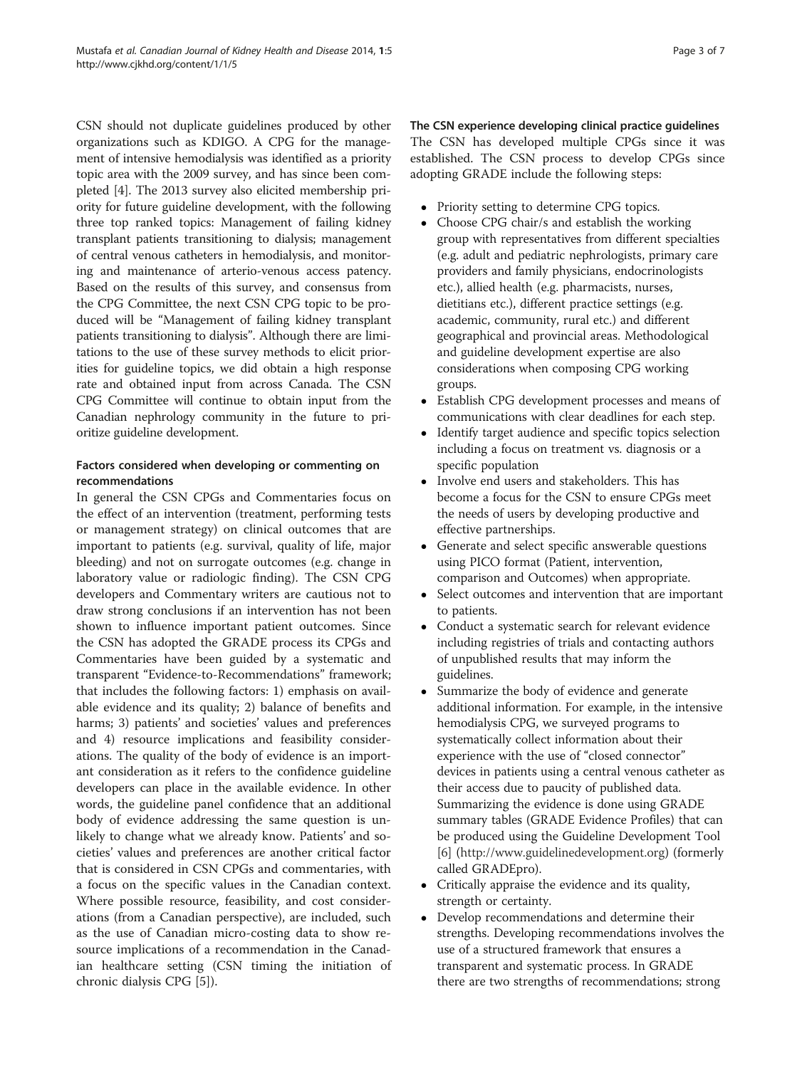CSN should not duplicate guidelines produced by other organizations such as KDIGO. A CPG for the management of intensive hemodialysis was identified as a priority topic area with the 2009 survey, and has since been completed [4]. The 2013 survey also elicited membership priority for future guideline development, with the following three top ranked topics: Management of failing kidney transplant patients transitioning to dialysis; management of central venous catheters in hemodialysis, and monitoring and maintenance of arterio-venous access patency. Based on the results of this survey, and consensus from the CPG Committee, the next CSN CPG topic to be produced will be "Management of failing kidney transplant patients transitioning to dialysis". Although there are limitations to the use of these survey methods to elicit priorities for guideline topics, we did obtain a high response rate and obtained input from across Canada. The CSN CPG Committee will continue to obtain input from the Canadian nephrology community in the future to prioritize guideline development.

### Factors considered when developing or commenting on recommendations

In general the CSN CPGs and Commentaries focus on the effect of an intervention (treatment, performing tests or management strategy) on clinical outcomes that are important to patients (e.g. survival, quality of life, major bleeding) and not on surrogate outcomes (e.g. change in laboratory value or radiologic finding). The CSN CPG developers and Commentary writers are cautious not to draw strong conclusions if an intervention has not been shown to influence important patient outcomes. Since the CSN has adopted the GRADE process its CPGs and Commentaries have been guided by a systematic and transparent "Evidence-to-Recommendations" framework; that includes the following factors: 1) emphasis on available evidence and its quality; 2) balance of benefits and harms; 3) patients' and societies' values and preferences and 4) resource implications and feasibility considerations. The quality of the body of evidence is an important consideration as it refers to the confidence guideline developers can place in the available evidence. In other words, the guideline panel confidence that an additional body of evidence addressing the same question is unlikely to change what we already know. Patients' and societies' values and preferences are another critical factor that is considered in CSN CPGs and commentaries, with a focus on the specific values in the Canadian context. Where possible resource, feasibility, and cost considerations (from a Canadian perspective), are included, such as the use of Canadian micro-costing data to show resource implications of a recommendation in the Canadian healthcare setting (CSN timing the initiation of chronic dialysis CPG [5]).

### The CSN experience developing clinical practice guidelines

The CSN has developed multiple CPGs since it was established. The CSN process to develop CPGs since adopting GRADE include the following steps:

- Priority setting to determine CPG topics.
- Choose CPG chair/s and establish the working group with representatives from different specialties (e.g. adult and pediatric nephrologists, primary care providers and family physicians, endocrinologists etc.), allied health (e.g. pharmacists, nurses, dietitians etc.), different practice settings (e.g. academic, community, rural etc.) and different geographical and provincial areas. Methodological and guideline development expertise are also considerations when composing CPG working groups.
- Establish CPG development processes and means of communications with clear deadlines for each step.
- Identify target audience and specific topics selection including a focus on treatment vs. diagnosis or a specific population
- Involve end users and stakeholders. This has become a focus for the CSN to ensure CPGs meet the needs of users by developing productive and effective partnerships.
- Generate and select specific answerable questions using PICO format (Patient, intervention, comparison and Outcomes) when appropriate.
- Select outcomes and intervention that are important to patients.
- Conduct a systematic search for relevant evidence including registries of trials and contacting authors of unpublished results that may inform the guidelines.
- Summarize the body of evidence and generate additional information. For example, in the intensive hemodialysis CPG, we surveyed programs to systematically collect information about their experience with the use of "closed connector" devices in patients using a central venous catheter as their access due to paucity of published data. Summarizing the evidence is done using GRADE summary tables (GRADE Evidence Profiles) that can be produced using the Guideline Development Tool [6] (http://www.guidelinedevelopment.org) (formerly called GRADEpro).
- Critically appraise the evidence and its quality, strength or certainty.
- Develop recommendations and determine their strengths. Developing recommendations involves the use of a structured framework that ensures a transparent and systematic process. In GRADE there are two strengths of recommendations; strong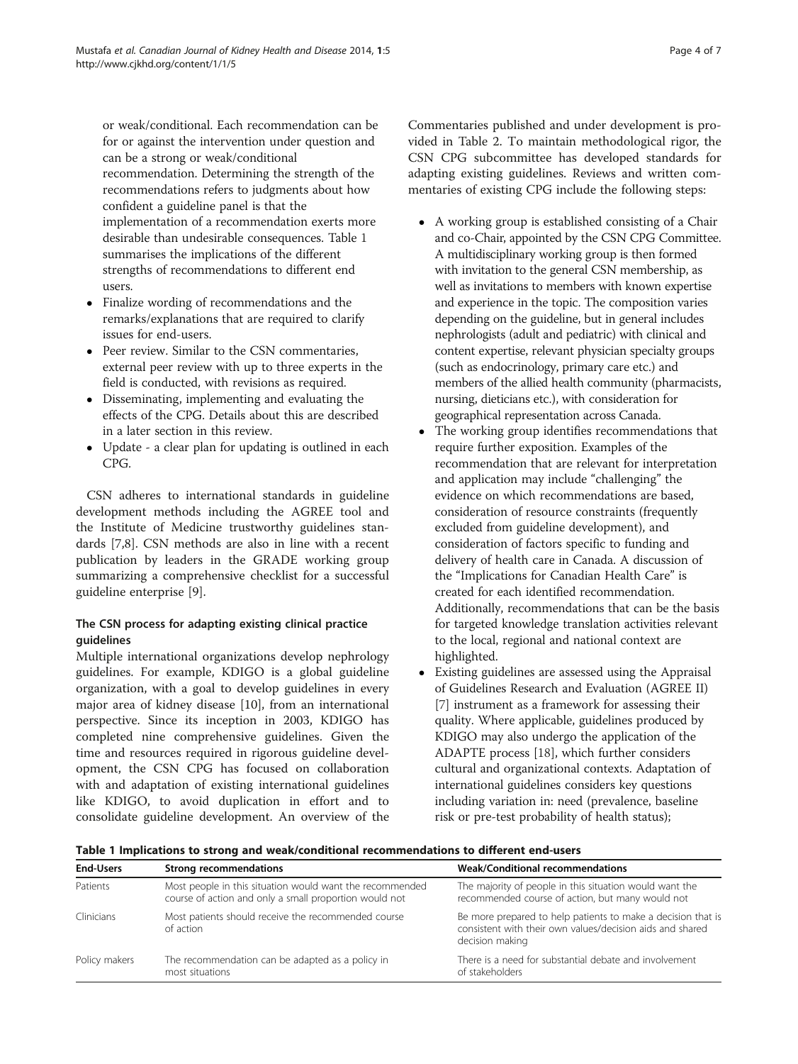or weak/conditional. Each recommendation can be for or against the intervention under question and can be a strong or weak/conditional recommendation. Determining the strength of the recommendations refers to judgments about how confident a guideline panel is that the implementation of a recommendation exerts more desirable than undesirable consequences. Table 1 summarises the implications of the different strengths of recommendations to different end users.

- Finalize wording of recommendations and the remarks/explanations that are required to clarify issues for end-users.
- Peer review. Similar to the CSN commentaries, external peer review with up to three experts in the field is conducted, with revisions as required.
- Disseminating, implementing and evaluating the effects of the CPG. Details about this are described in a later section in this review.
- Update - a clear plan for updating is outlined in each CPG.

CSN adheres to international standards in guideline development methods including the AGREE tool and the Institute of Medicine trustworthy guidelines standards [7,8]. CSN methods are also in line with a recent publication by leaders in the GRADE working group summarizing a comprehensive checklist for a successful guideline enterprise [9].

### The CSN process for adapting existing clinical practice guidelines

Multiple international organizations develop nephrology guidelines. For example, KDIGO is a global guideline organization, with a goal to develop guidelines in every major area of kidney disease [10], from an international perspective. Since its inception in 2003, KDIGO has completed nine comprehensive guidelines. Given the time and resources required in rigorous guideline development, the CSN CPG has focused on collaboration with and adaptation of existing international guidelines like KDIGO, to avoid duplication in effort and to consolidate guideline development. An overview of the Commentaries published and under development is provided in Table 2. To maintain methodological rigor, the CSN CPG subcommittee has developed standards for adapting existing guidelines. Reviews and written commentaries of existing CPG include the following steps:

- A working group is established consisting of a Chair and co-Chair, appointed by the CSN CPG Committee. A multidisciplinary working group is then formed with invitation to the general CSN membership, as well as invitations to members with known expertise and experience in the topic. The composition varies depending on the guideline, but in general includes nephrologists (adult and pediatric) with clinical and content expertise, relevant physician specialty groups (such as endocrinology, primary care etc.) and members of the allied health community (pharmacists, nursing, dieticians etc.), with consideration for geographical representation across Canada.
- The working group identifies recommendations that require further exposition. Examples of the recommendation that are relevant for interpretation and application may include "challenging" the evidence on which recommendations are based, consideration of resource constraints (frequently excluded from guideline development), and consideration of factors specific to funding and delivery of health care in Canada. A discussion of the "Implications for Canadian Health Care" is created for each identified recommendation. Additionally, recommendations that can be the basis for targeted knowledge translation activities relevant to the local, regional and national context are highlighted.
- Existing guidelines are assessed using the Appraisal of Guidelines Research and Evaluation (AGREE II) [7] instrument as a framework for assessing their quality. Where applicable, guidelines produced by KDIGO may also undergo the application of the ADAPTE process [18], which further considers cultural and organizational contexts. Adaptation of international guidelines considers key questions including variation in: need (prevalence, baseline risk or pre-test probability of health status);

**Table 1 Implications to strong and weak/conditional recommendations to different end-users**

| End-Users | Strong recommendations | Weak/Conditional recommendations |
|---|---|---|
| Patients | Most people in this situation would want the recommended course of action and only a small proportion would not | The majority of people in this situation would want the recommended course of action, but many would not |
| Clinicians | Most patients should receive the recommended course of action | Be more prepared to help patients to make a decision that is consistent with their own values/decision aids and shared decision making |
| Policy makers | The recommendation can be adapted as a policy in most situations | There is a need for substantial debate and involvement of stakeholders |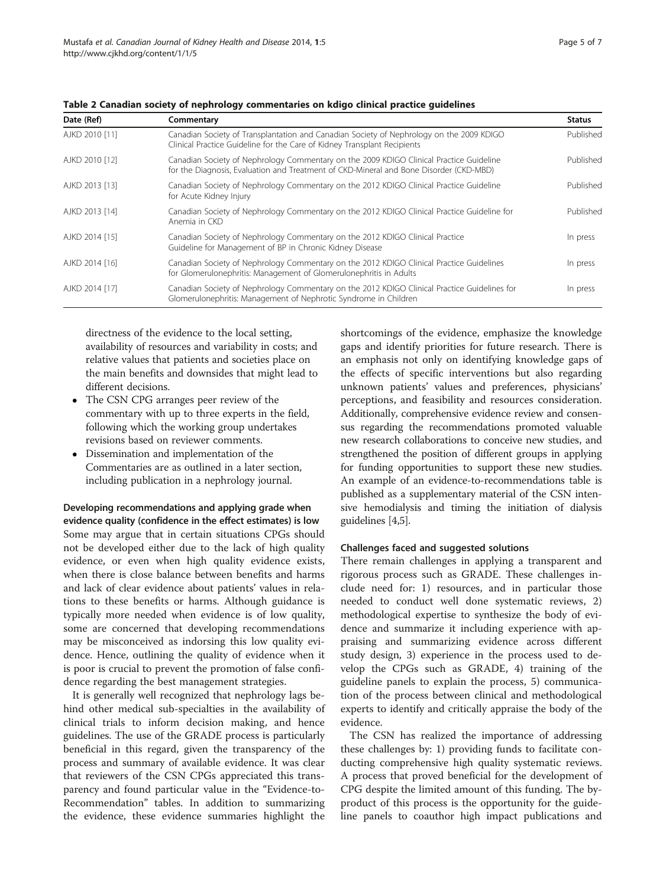**Table 2 Canadian society of nephrology commentaries on kdigo clinical practice guidelines**

| Date (Ref) | Commentary | Status |
|---|---|---|
| AJKD 2010 [11] | Canadian Society of Transplantation and Canadian Society of Nephrology on the 2009 KDIGO Clinical Practice Guideline for the Care of Kidney Transplant Recipients | Published |
| AJKD 2010 [12] | Canadian Society of Nephrology Commentary on the 2009 KDIGO Clinical Practice Guideline for the Diagnosis, Evaluation and Treatment of CKD-Mineral and Bone Disorder (CKD-MBD) | Published |
| AJKD 2013 [13] | Canadian Society of Nephrology Commentary on the 2012 KDIGO Clinical Practice Guideline for Acute Kidney Injury | Published |
| AJKD 2013 [14] | Canadian Society of Nephrology Commentary on the 2012 KDIGO Clinical Practice Guideline for Anemia in CKD | Published |
| AJKD 2014 [15] | Canadian Society of Nephrology Commentary on the 2012 KDIGO Clinical Practice Guideline for Management of BP in Chronic Kidney Disease | In press |
| AJKD 2014 [16] | Canadian Society of Nephrology Commentary on the 2012 KDIGO Clinical Practice Guidelines for Glomerulonephritis: Management of Glomerulonephritis in Adults | In press |
| AJKD 2014 [17] | Canadian Society of Nephrology Commentary on the 2012 KDIGO Clinical Practice Guidelines for Glomerulonephritis: Management of Nephrotic Syndrome in Children | In press |

directness of the evidence to the local setting, availability of resources and variability in costs; and relative values that patients and societies place on the main benefits and downsides that might lead to different decisions.

- The CSN CPG arranges peer review of the commentary with up to three experts in the field, following which the working group undertakes revisions based on reviewer comments.
- Dissemination and implementation of the Commentaries are as outlined in a later section, including publication in a nephrology journal.

### Developing recommendations and applying grade when evidence quality (confidence in the effect estimates) is low

Some may argue that in certain situations CPGs should not be developed either due to the lack of high quality evidence, or even when high quality evidence exists, when there is close balance between benefits and harms and lack of clear evidence about patients' values in relations to these benefits or harms. Although guidance is typically more needed when evidence is of low quality, some are concerned that developing recommendations may be misconceived as indorsing this low quality evidence. Hence, outlining the quality of evidence when it is poor is crucial to prevent the promotion of false confidence regarding the best management strategies.

It is generally well recognized that nephrology lags behind other medical sub-specialties in the availability of clinical trials to inform decision making, and hence guidelines. The use of the GRADE process is particularly beneficial in this regard, given the transparency of the process and summary of available evidence. It was clear that reviewers of the CSN CPGs appreciated this transparency and found particular value in the "Evidence-to-Recommendation" tables. In addition to summarizing the evidence, these evidence summaries highlight the shortcomings of the evidence, emphasize the knowledge gaps and identify priorities for future research. There is an emphasis not only on identifying knowledge gaps of the effects of specific interventions but also regarding unknown patients' values and preferences, physicians' perceptions, and feasibility and resources consideration. Additionally, comprehensive evidence review and consensus regarding the recommendations promoted valuable new research collaborations to conceive new studies, and strengthened the position of different groups in applying for funding opportunities to support these new studies. An example of an evidence-to-recommendations table is published as a supplementary material of the CSN intensive hemodialysis and timing the initiation of dialysis guidelines [4,5].

### Challenges faced and suggested solutions

There remain challenges in applying a transparent and rigorous process such as GRADE. These challenges include need for: 1) resources, and in particular those needed to conduct well done systematic reviews, 2) methodological expertise to synthesize the body of evidence and summarize it including experience with appraising and summarizing evidence across different study design, 3) experience in the process used to develop the CPGs such as GRADE, 4) training of the guideline panels to explain the process, 5) communication of the process between clinical and methodological experts to identify and critically appraise the body of the evidence.

The CSN has realized the importance of addressing these challenges by: 1) providing funds to facilitate conducting comprehensive high quality systematic reviews. A process that proved beneficial for the development of CPG despite the limited amount of this funding. The byproduct of this process is the opportunity for the guideline panels to coauthor high impact publications and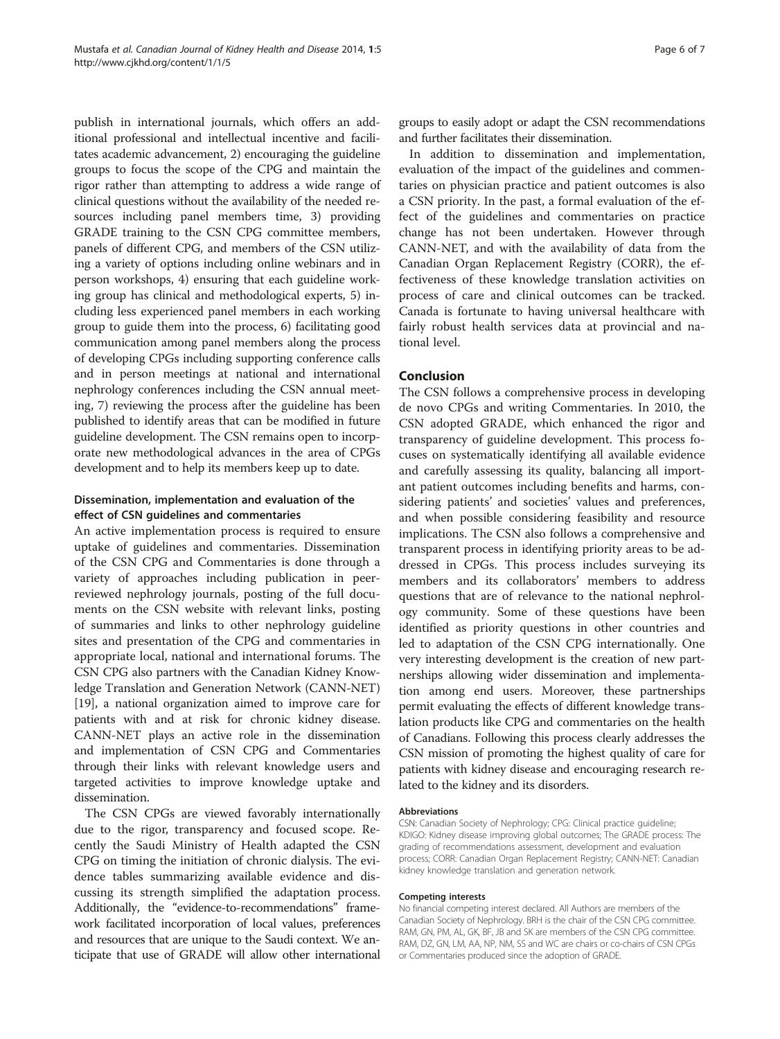publish in international journals, which offers an additional professional and intellectual incentive and facilitates academic advancement, 2) encouraging the guideline groups to focus the scope of the CPG and maintain the rigor rather than attempting to address a wide range of clinical questions without the availability of the needed resources including panel members time, 3) providing GRADE training to the CSN CPG committee members, panels of different CPG, and members of the CSN utilizing a variety of options including online webinars and in person workshops, 4) ensuring that each guideline working group has clinical and methodological experts, 5) including less experienced panel members in each working group to guide them into the process, 6) facilitating good communication among panel members along the process of developing CPGs including supporting conference calls and in person meetings at national and international nephrology conferences including the CSN annual meeting, 7) reviewing the process after the guideline has been published to identify areas that can be modified in future guideline development. The CSN remains open to incorporate new methodological advances in the area of CPGs development and to help its members keep up to date.

### Dissemination, implementation and evaluation of the effect of CSN guidelines and commentaries

An active implementation process is required to ensure uptake of guidelines and commentaries. Dissemination of the CSN CPG and Commentaries is done through a variety of approaches including publication in peer-reviewed nephrology journals, posting of the full documents on the CSN website with relevant links, posting of summaries and links to other nephrology guideline sites and presentation of the CPG and commentaries in appropriate local, national and international forums. The CSN CPG also partners with the Canadian Kidney Knowledge Translation and Generation Network (CANN-NET) [19], a national organization aimed to improve care for patients with and at risk for chronic kidney disease. CANN-NET plays an active role in the dissemination and implementation of CSN CPG and Commentaries through their links with relevant knowledge users and targeted activities to improve knowledge uptake and dissemination.

The CSN CPGs are viewed favorably internationally due to the rigor, transparency and focused scope. Recently the Saudi Ministry of Health adapted the CSN CPG on timing the initiation of chronic dialysis. The evidence tables summarizing available evidence and discussing its strength simplified the adaptation process. Additionally, the "evidence-to-recommendations" framework facilitated incorporation of local values, preferences and resources that are unique to the Saudi context. We anticipate that use of GRADE will allow other international groups to easily adopt or adapt the CSN recommendations and further facilitates their dissemination.

In addition to dissemination and implementation, evaluation of the impact of the guidelines and commentaries on physician practice and patient outcomes is also a CSN priority. In the past, a formal evaluation of the effect of the guidelines and commentaries on practice change has not been undertaken. However through CANN-NET, and with the availability of data from the Canadian Organ Replacement Registry (CORR), the effectiveness of these knowledge translation activities on process of care and clinical outcomes can be tracked. Canada is fortunate to having universal healthcare with fairly robust health services data at provincial and national level.

## Conclusion

The CSN follows a comprehensive process in developing de novo CPGs and writing Commentaries. In 2010, the CSN adopted GRADE, which enhanced the rigor and transparency of guideline development. This process focuses on systematically identifying all available evidence and carefully assessing its quality, balancing all important patient outcomes including benefits and harms, considering patients' and societies' values and preferences, and when possible considering feasibility and resource implications. The CSN also follows a comprehensive and transparent process in identifying priority areas to be addressed in CPGs. This process includes surveying its members and its collaborators' members to address questions that are of relevance to the national nephrology community. Some of these questions have been identified as priority questions in other countries and led to adaptation of the CSN CPG internationally. One very interesting development is the creation of new partnerships allowing wider dissemination and implementation among end users. Moreover, these partnerships permit evaluating the effects of different knowledge translation products like CPG and commentaries on the health of Canadians. Following this process clearly addresses the CSN mission of promoting the highest quality of care for patients with kidney disease and encouraging research related to the kidney and its disorders.

#### Abbreviations

CSN: Canadian Society of Nephrology; CPG: Clinical practice guideline; KDIGO: Kidney disease improving global outcomes; The GRADE process: The grading of recommendations assessment, development and evaluation process; CORR: Canadian Organ Replacement Registry; CANN-NET: Canadian kidney knowledge translation and generation network.

#### Competing interests

No financial competing interest declared. All Authors are members of the Canadian Society of Nephrology. BRH is the chair of the CSN CPG committee. RAM, GN, PM, AL, GK, BF, JB and SK are members of the CSN CPG committee. RAM, DZ, GN, LM, AA, NP, NM, SS and WC are chairs or co-chairs of CSN CPGs or Commentaries produced since the adoption of GRADE.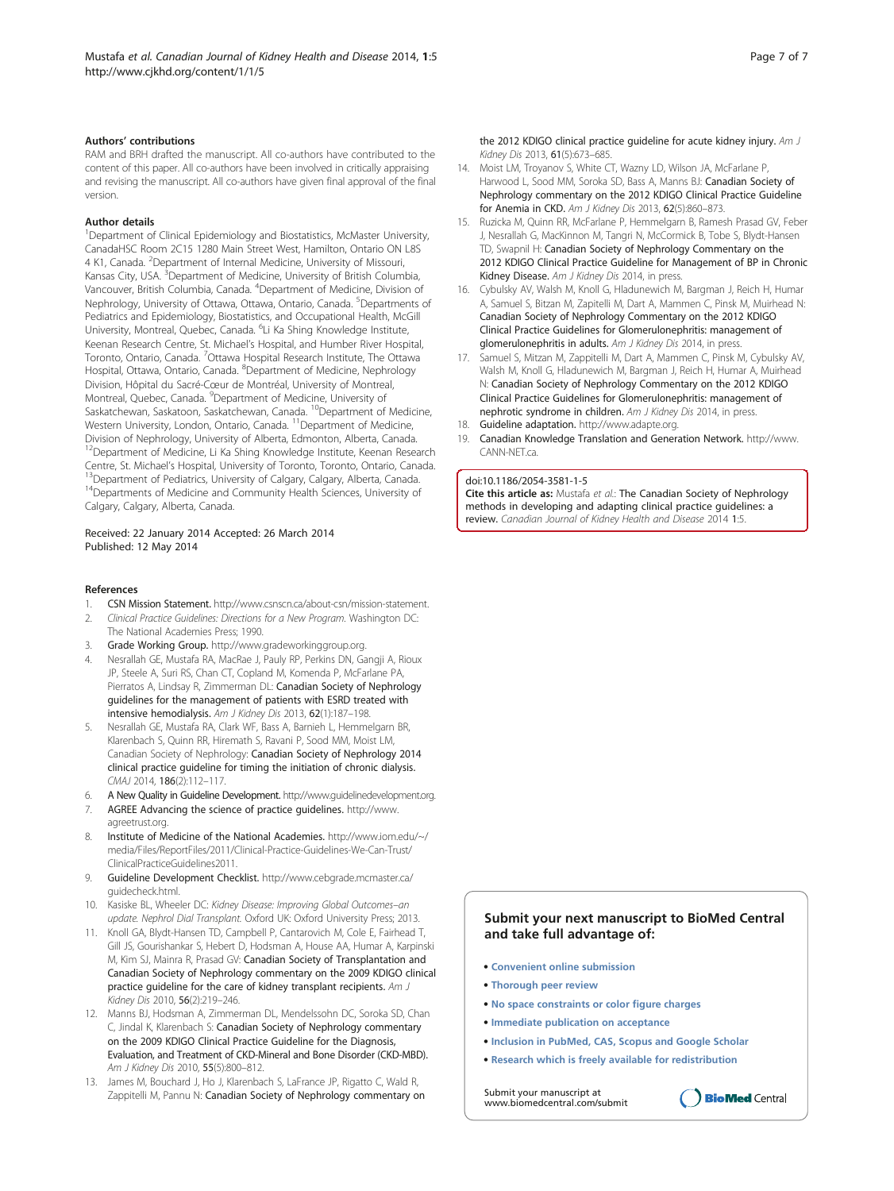### Authors' contributions

RAM and BRH drafted the manuscript. All co-authors have contributed to the content of this paper. All co-authors have been involved in critically appraising and revising the manuscript. All co-authors have given final approval of the final version.

### Author details

[1]Department of Clinical Epidemiology and Biostatistics, McMaster University, CanadaHSC Room 2C15 1280 Main Street West, Hamilton, Ontario ON L8S 4 K1, Canada. [2]Department of Internal Medicine, University of Missouri, Kansas City, USA. [3]Department of Medicine, University of British Columbia, Vancouver, British Columbia, Canada. [4]Department of Medicine, Division of Nephrology, University of Ottawa, Ottawa, Ontario, Canada. [5]Departments of Pediatrics and Epidemiology, Biostatistics, and Occupational Health, McGill University, Montreal, Quebec, Canada. [6]Li Ka Shing Knowledge Institute, Keenan Research Centre, St. Michael's Hospital, and Humber River Hospital, Toronto, Ontario, Canada. [7]Ottawa Hospital Research Institute, The Ottawa Hospital, Ottawa, Ontario, Canada. [8]Department of Medicine, Nephrology Division, Hôpital du Sacré-Cœur de Montréal, University of Montreal, Montreal, Quebec, Canada. [9]Department of Medicine, University of Saskatchewan, Saskatoon, Saskatchewan, Canada. [10]Department of Medicine, Western University, London, Ontario, Canada. [11]Department of Medicine, Division of Nephrology, University of Alberta, Edmonton, Alberta, Canada. [12]Department of Medicine, Li Ka Shing Knowledge Institute, Keenan Research Centre, St. Michael's Hospital, University of Toronto, Toronto, Ontario, Canada. [13]Department of Pediatrics, University of Calgary, Calgary, Alberta, Canada. [14]Departments of Medicine and Community Health Sciences, University of Calgary, Calgary, Alberta, Canada.

Received: 22 January 2014 Accepted: 26 March 2014
Published: 12 May 2014

### References

1. **CSN Mission Statement.** http://www.csnscn.ca/about-csn/mission-statement.
2. *Clinical Practice Guidelines: Directions for a New Program.* Washington DC: The National Academies Press; 1990.
3. **Grade Working Group.** http://www.gradeworkinggroup.org.
4. Nesrallah GE, Mustafa RA, MacRae J, Pauly RP, Perkins DN, Gangji A, Rioux JP, Steele A, Suri RS, Chan CT, Copland M, Komenda P, McFarlane PA, Pierratos A, Lindsay R, Zimmerman DL: **Canadian Society of Nephrology guidelines for the management of patients with ESRD treated with intensive hemodialysis.** *Am J Kidney Dis* 2013, **62**(1):187–198.
5. Nesrallah GE, Mustafa RA, Clark WF, Bass A, Barnieh L, Hemmelgarn BR, Klarenbach S, Quinn RR, Hiremath S, Ravani P, Sood MM, Moist LM, Canadian Society of Nephrology: **Canadian Society of Nephrology 2014 clinical practice guideline for timing the initiation of chronic dialysis.** *CMAJ* 2014, **186**(2):112–117.
6. **A New Quality in Guideline Development.** http://www.guidelinedevelopment.org.
7. **AGREE Advancing the science of practice guidelines.** http://www.agreetrust.org.
8. **Institute of Medicine of the National Academies.** http://www.iom.edu/~/media/Files/ReportFiles/2011/Clinical-Practice-Guidelines-We-Can-Trust/ClinicalPracticeGuidelines2011.
9. **Guideline Development Checklist.** http://www.cebgrade.mcmaster.ca/guidecheck.html.
10. Kasiske BL, Wheeler DC: *Kidney Disease: Improving Global Outcomes–an update. Nephrol Dial Transplant.* Oxford UK: Oxford University Press; 2013.
11. Knoll GA, Blydt-Hansen TD, Campbell P, Cantarovich M, Cole E, Fairhead T, Gill JS, Gourishankar S, Hebert D, Hodsman A, House AA, Humar A, Karpinski M, Kim SJ, Mainra R, Prasad GV: **Canadian Society of Transplantation and Canadian Society of Nephrology commentary on the 2009 KDIGO clinical practice guideline for the care of kidney transplant recipients.** *Am J Kidney Dis* 2010, **56**(2):219–246.
12. Manns BJ, Hodsman A, Zimmerman DL, Mendelssohn DC, Soroka SD, Chan C, Jindal K, Klarenbach S: **Canadian Society of Nephrology commentary on the 2009 KDIGO Clinical Practice Guideline for the Diagnosis, Evaluation, and Treatment of CKD-Mineral and Bone Disorder (CKD-MBD).** *Am J Kidney Dis* 2010, **55**(5):800–812.
13. James M, Bouchard J, Ho J, Klarenbach S, LaFrance JP, Rigatto C, Wald R, Zappitelli M, Pannu N: **Canadian Society of Nephrology commentary on the 2012 KDIGO clinical practice guideline for acute kidney injury.** *Am J Kidney Dis* 2013, **61**(5):673–685.
14. Moist LM, Troyanov S, White CT, Wazny LD, Wilson JA, McFarlane P, Harwood L, Sood MM, Soroka SD, Bass A, Manns BJ: **Canadian Society of Nephrology commentary on the 2012 KDIGO Clinical Practice Guideline for Anemia in CKD.** *Am J Kidney Dis* 2013, **62**(5):860–873.
15. Ruzicka M, Quinn RR, McFarlane P, Hemmelgarn B, Ramesh Prasad GV, Feber J, Nesrallah G, MacKinnon M, Tangri N, McCormick B, Tobe S, Blydt-Hansen TD, Swapnil H: **Canadian Society of Nephrology Commentary on the 2012 KDIGO Clinical Practice Guideline for Management of BP in Chronic Kidney Disease.** *Am J Kidney Dis* 2014, in press.
16. Cybulsky AV, Walsh M, Knoll G, Hladunewich M, Bargman J, Reich H, Humar A, Samuel S, Bitzan M, Zapitelli M, Dart A, Mammen C, Pinsk M, Muirhead N: **Canadian Society of Nephrology Commentary on the 2012 KDIGO Clinical Practice Guidelines for Glomerulonephritis: management of glomerulonephritis in adults.** *Am J Kidney Dis* 2014, in press.
17. Samuel S, Mitzan M, Zappitelli M, Dart A, Mammen C, Pinsk M, Cybulsky AV, Walsh M, Knoll G, Hladunewich M, Bargman J, Reich H, Humar A, Muirhead N: **Canadian Society of Nephrology Commentary on the 2012 KDIGO Clinical Practice Guidelines for Glomerulonephritis: management of nephrotic syndrome in children.** *Am J Kidney Dis* 2014, in press.
18. **Guideline adaptation.** http://www.adapte.org.
19. **Canadian Knowledge Translation and Generation Network.** http://www.CANN-NET.ca.

doi:10.1186/2054-3581-1-5

**Cite this article as:** Mustafa *et al.*: The Canadian Society of Nephrology methods in developing and adapting clinical practice guidelines: a review. *Canadian Journal of Kidney Health and Disease* 2014 **1**:5.

**Submit your next manuscript to BioMed Central and take full advantage of:**

- **Convenient online submission**
- **Thorough peer review**
- **No space constraints or color figure charges**
- **Immediate publication on acceptance**
- **Inclusion in PubMed, CAS, Scopus and Google Scholar**
- **Research which is freely available for redistribution**

Submit your manuscript at
www.biomedcentral.com/submit

BioMed Central